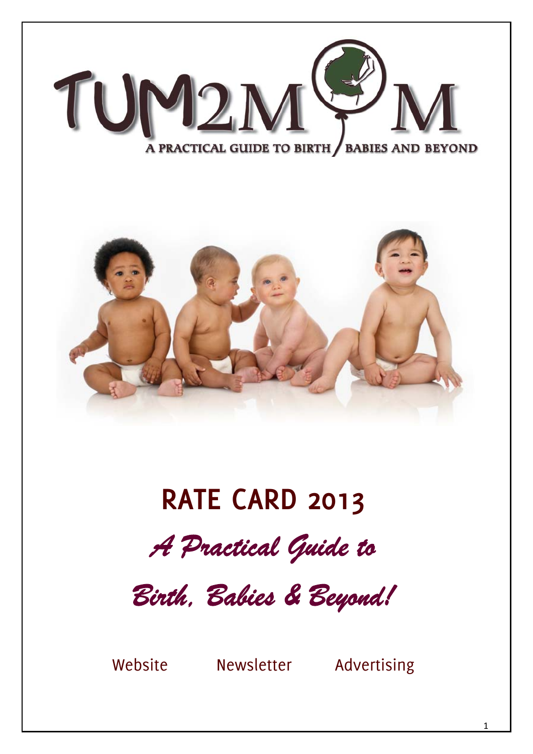# TUM2MOM

A PRACTICAL GUIDE TO BIRTH BABIES AND BEYOND

## RATE CARD 2013

*A Practical Guide to*

*Birth, Babies & Beyond!*

Website Newsletter Advertising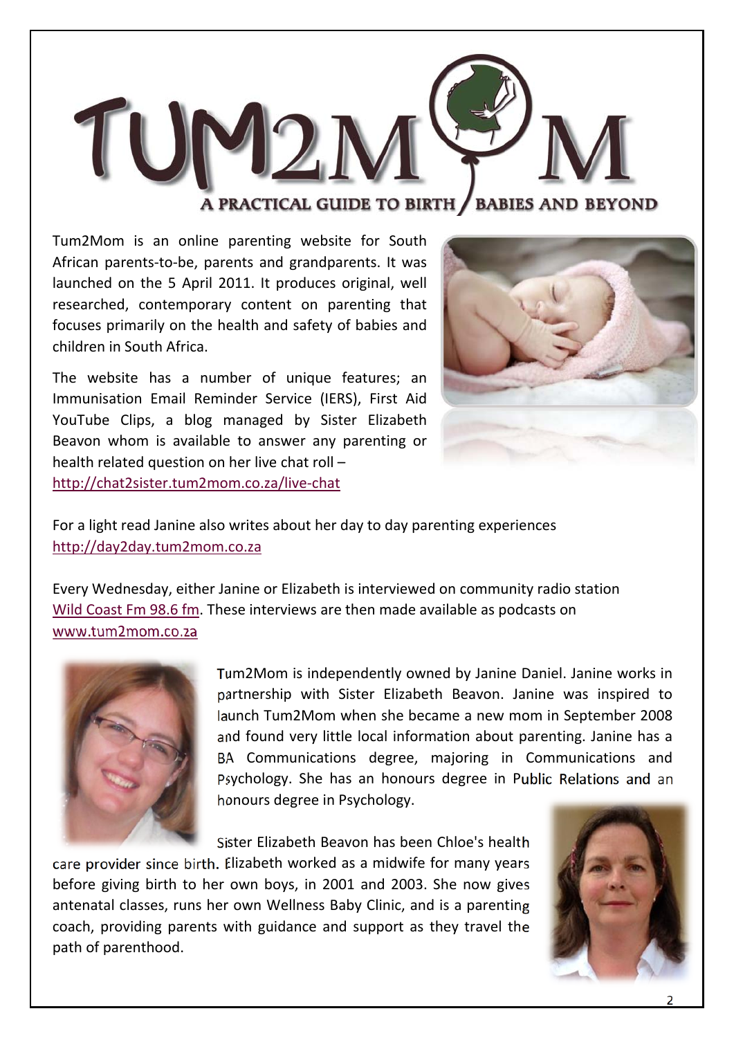# TUM2MOM

A PRACTICAL GUIDE TO BIRTH / BABIES AND BEYOND

Tum2Mom is an online parenting website for South African parents-to-be, parents and grandparents. It was launched on the 5 April 2011. It produces original, well researched, contemporary content on parenting that focuses primarily on the health and safety of babies and children in South Africa.

The website has a number of unique features; an Immunisation Email Reminder Service (IERS), First Aid YouTube Clips, a blog managed by Sister Elizabeth Beavon whom is available to answer any parenting or health related question on her live chat roll – http://chat2sister.tum2mom.co.za/live-chat

For a light read Janine also writes about her day to day parenting experiences http://day2day.tum2mom.co.za

Every Wednesday, either Janine or Elizabeth is interviewed on community radio station Wild Coast Fm 98.6 fm. These interviews are then made available as podcasts on www.tum2mom.co.za

Tum2Mom is independently owned by Janine Daniel. Janine works in partnership with Sister Elizabeth Beavon. Janine was inspired to launch Tum2Mom when she became a new mom in September 2008 and found very little local information about parenting. Janine has a BA Communications degree, majoring in Communications and Psychology. She has an honours degree in Public Relations and an honours degree in Psychology.

Sister Elizabeth Beavon has been Chloe's health care provider since birth. Elizabeth worked as a midwife for many years before giving birth to her own boys, in 2001 and 2003. She now gives antenatal classes, runs her own Wellness Baby Clinic, and is a parenting coach, providing parents with guidance and support as they travel the path of parenthood.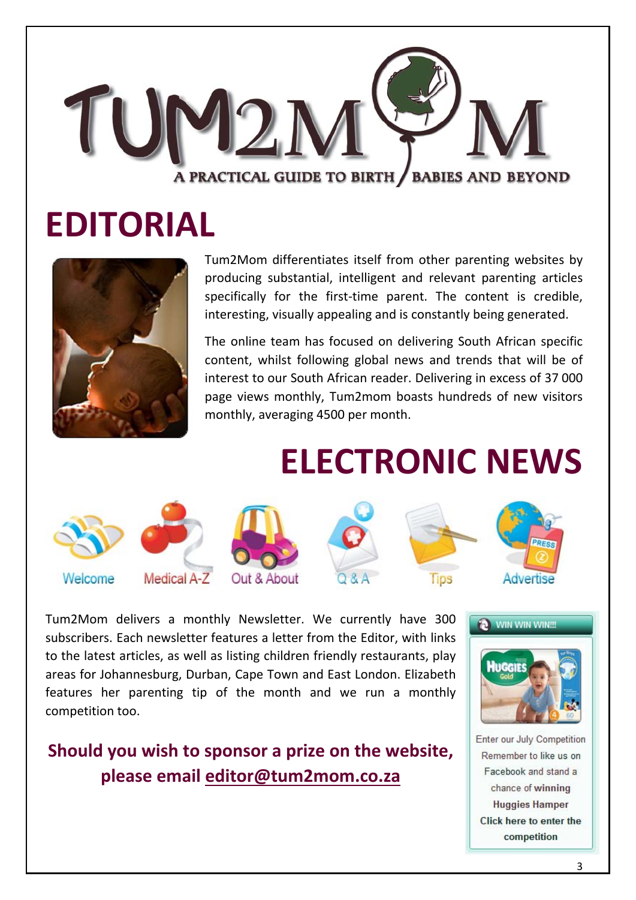# TUM2MOM

A PRACTICAL GUIDE TO BIRTH / BABIES AND BEYOND

# EDITORIAL

Tum2Mom differentiates itself from other parenting websites by producing substantial, intelligent and relevant parenting articles specifically for the first-time parent. The content is credible, interesting, visually appealing and is constantly being generated.

The online team has focused on delivering South African specific content, whilst following global news and trends that will be of interest to our South African reader. Delivering in excess of 37 000 page views monthly, Tum2mom boasts hundreds of new visitors monthly, averaging 4500 per month.

# ELECTRONIC NEWS

Welcome | Medical A-Z | Out & About | Q & A | Tips | Advertise

Tum2Mom delivers a monthly Newsletter. We currently have 300 subscribers. Each newsletter features a letter from the Editor, with links to the latest articles, as well as listing children friendly restaurants, play areas for Johannesburg, Durban, Cape Town and East London. Elizabeth features her parenting tip of the month and we run a monthly competition too.

**Should you wish to sponsor a prize on the website, please email editor@tum2mom.co.za**

WIN WIN WIN!!!

Enter our July Competition
Remember to like us on Facebook and stand a chance of **winning Huggies Hamper**
**Click here to enter the competition**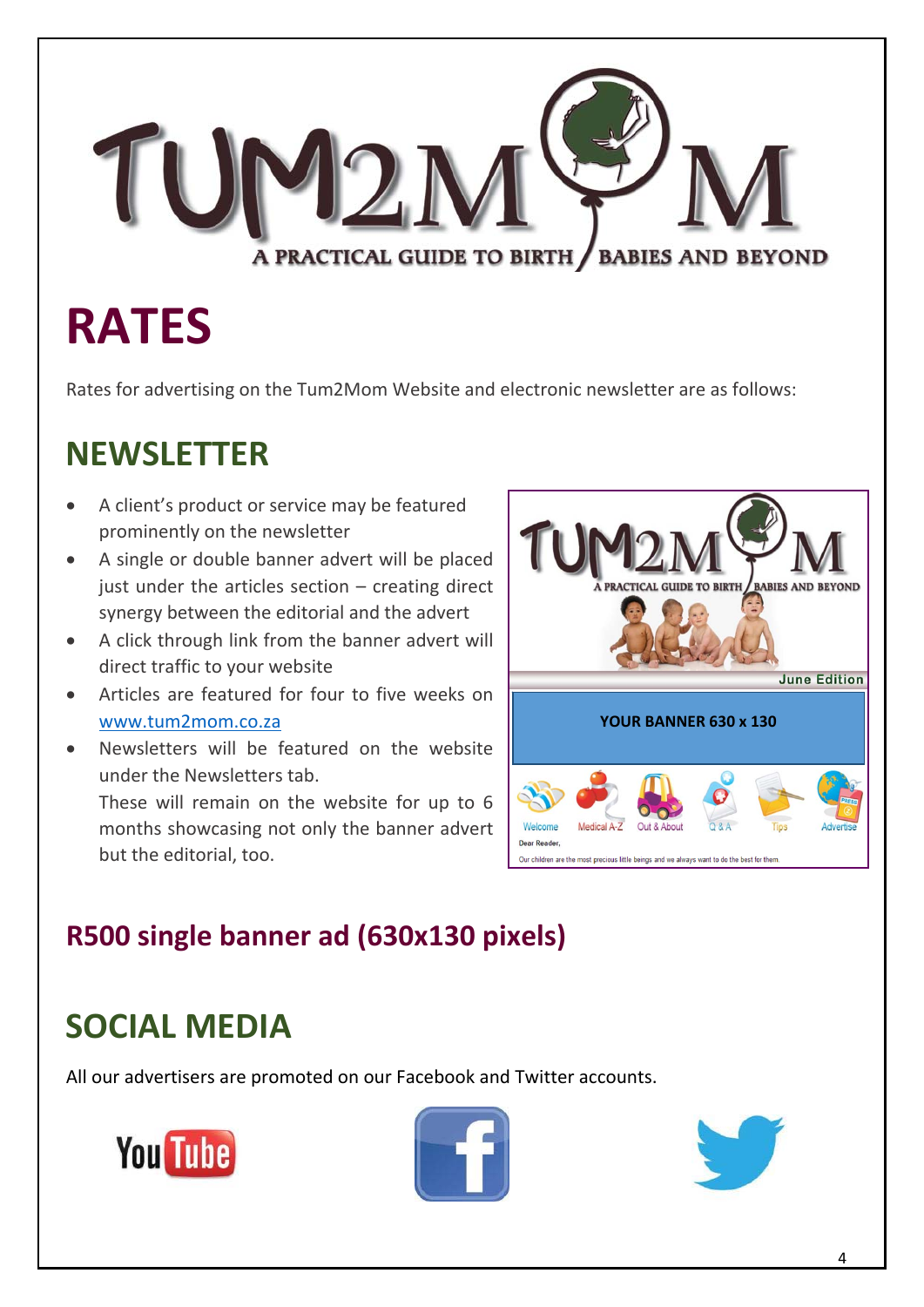# RATES

Rates for advertising on the Tum2Mom Website and electronic newsletter are as follows:

## NEWSLETTER

- A client's product or service may be featured prominently on the newsletter
- A single or double banner advert will be placed just under the articles section – creating direct synergy between the editorial and the advert
- A click through link from the banner advert will direct traffic to your website
- Articles are featured for four to five weeks on www.tum2mom.co.za
- Newsletters will be featured on the website under the Newsletters tab.

  These will remain on the website for up to 6 months showcasing not only the banner advert but the editorial, too.

## R500 single banner ad (630x130 pixels)

## SOCIAL MEDIA

All our advertisers are promoted on our Facebook and Twitter accounts.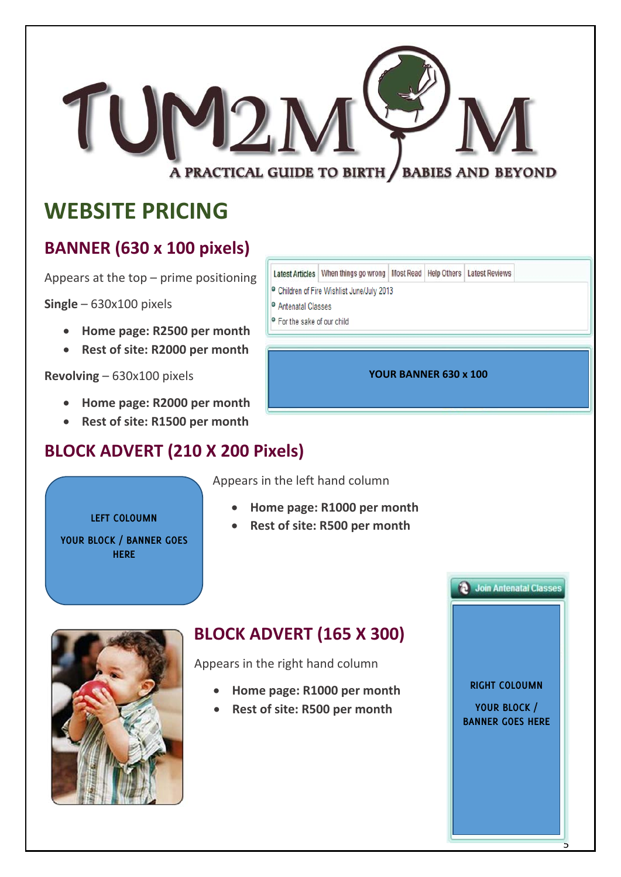# TUM2MOM

A PRACTICAL GUIDE TO BIRTH / BABIES AND BEYOND

# WEBSITE PRICING

## BANNER (630 x 100 pixels)

Appears at the top – prime positioning

**Single** – 630x100 pixels

- **Home page: R2500 per month**
- **Rest of site: R2000 per month**

**Revolving** – 630x100 pixels

- **Home page: R2000 per month**
- **Rest of site: R1500 per month**

Latest Articles | When things go wrong | Most Read | Help Others | Latest Reviews

- Children of Fire Wishlist June/July 2013
- Antenatal Classes
- For the sake of our child

**YOUR BANNER 630 x 100**

## BLOCK ADVERT (210 X 200 Pixels)

LEFT COLOUMN

YOUR BLOCK / BANNER GOES HERE

Appears in the left hand column

- **Home page: R1000 per month**
- **Rest of site: R500 per month**

## BLOCK ADVERT (165 X 300)

Appears in the right hand column

- **Home page: R1000 per month**
- **Rest of site: R500 per month**

Join Antenatal Classes

RIGHT COLOUMN

YOUR BLOCK / BANNER GOES HERE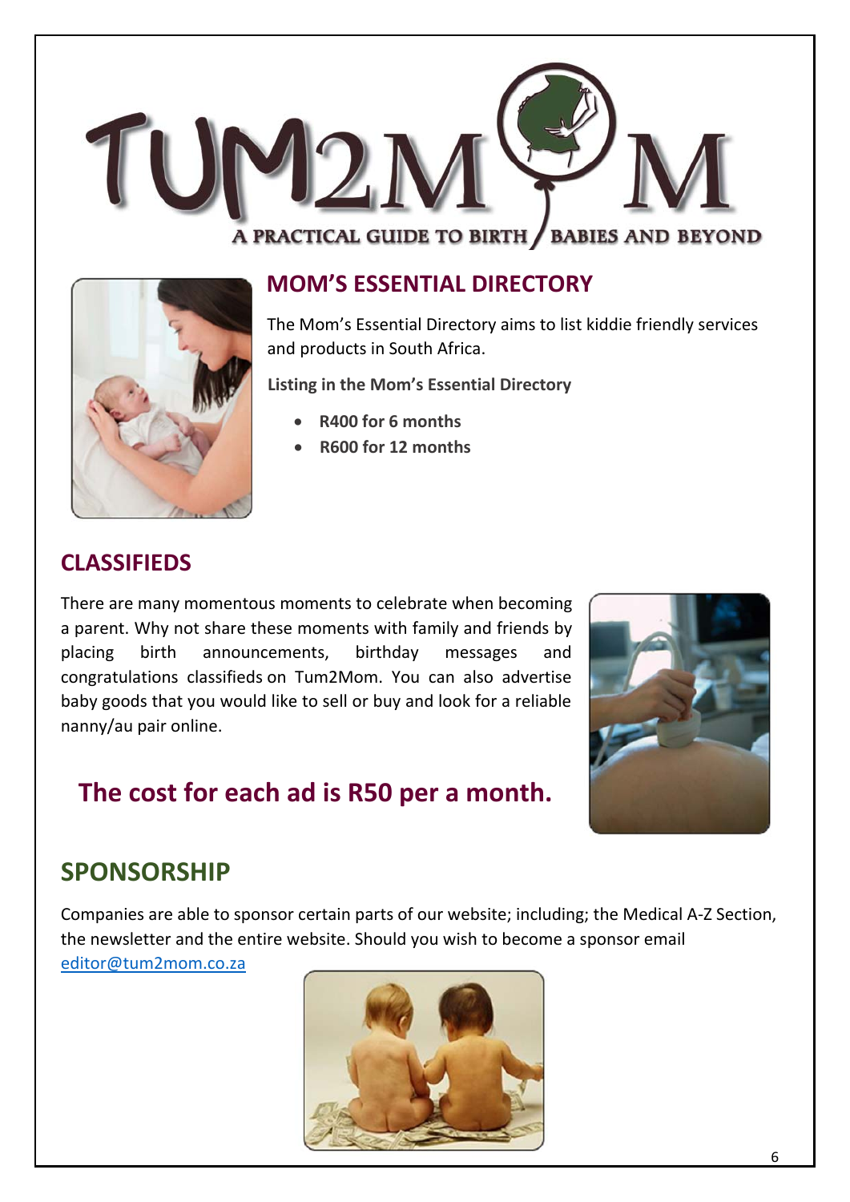# TUM2MOM

A PRACTICAL GUIDE TO BIRTH / BABIES AND BEYOND

## MOM'S ESSENTIAL DIRECTORY

The Mom's Essential Directory aims to list kiddie friendly services and products in South Africa.

**Listing in the Mom's Essential Directory**

- **R400 for 6 months**
- **R600 for 12 months**

## CLASSIFIEDS

There are many momentous moments to celebrate when becoming a parent. Why not share these moments with family and friends by placing birth announcements, birthday messages and congratulations classifieds on Tum2Mom. You can also advertise baby goods that you would like to sell or buy and look for a reliable nanny/au pair online.

### The cost for each ad is R50 per a month.

## SPONSORSHIP

Companies are able to sponsor certain parts of our website; including; the Medical A-Z Section, the newsletter and the entire website. Should you wish to become a sponsor email editor@tum2mom.co.za